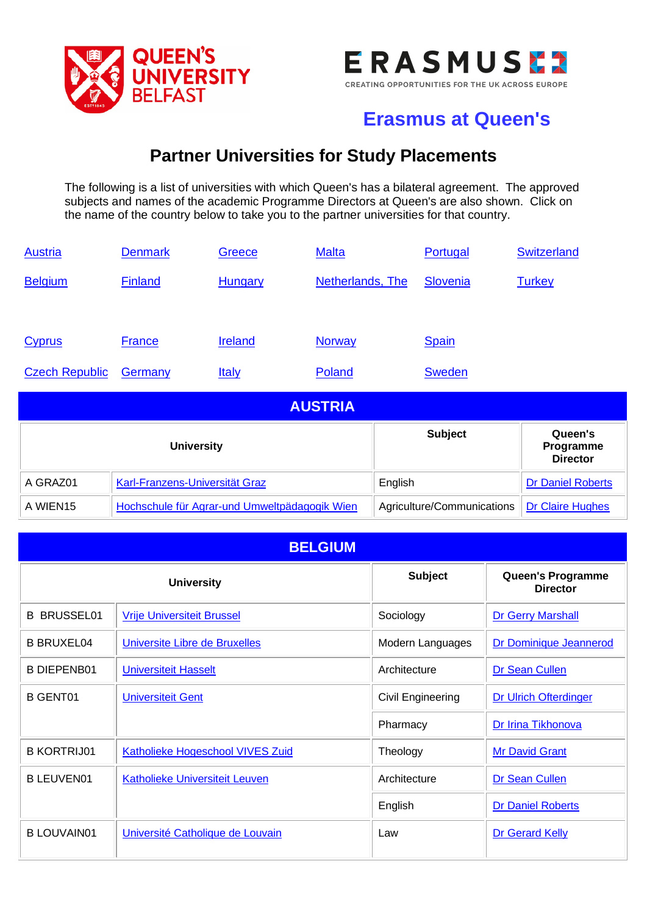QUEEN'S UNIVERSITY BELFAST

ERASMUS
CREATING OPPORTUNITIES FOR THE UK ACROSS EUROPE

## Erasmus at Queen's

# Partner Universities for Study Placements

The following is a list of universities with which Queen's has a bilateral agreement. The approved subjects and names of the academic Programme Directors at Queen's are also shown. Click on the name of the country below to take you to the partner universities for that country.

| | | | | | |
|---|---|---|---|---|---|
| Austria | Denmark | Greece | Malta | Portugal | Switzerland |
| Belgium | Finland | Hungary | Netherlands, The | Slovenia | Turkey |
| Cyprus | France | Ireland | Norway | Spain | |
| Czech Republic | Germany | Italy | Poland | Sweden | |

## AUSTRIA

| University | | Subject | Queen's Programme Director |
|---|---|---|---|
| A GRAZ01 | Karl-Franzens-Universität Graz | English | Dr Daniel Roberts |
| A WIEN15 | Hochschule für Agrar-und Umweltpädagogik Wien | Agriculture/Communications | Dr Claire Hughes |

## BELGIUM

| University | | Subject | Queen's Programme Director |
|---|---|---|---|
| B BRUSSEL01 | Vrije Universiteit Brussel | Sociology | Dr Gerry Marshall |
| B BRUXEL04 | Universite Libre de Bruxelles | Modern Languages | Dr Dominique Jeannerod |
| B DIEPENB01 | Universiteit Hasselt | Architecture | Dr Sean Cullen |
| B GENT01 | Universiteit Gent | Civil Engineering | Dr Ulrich Ofterdinger |
| | | Pharmacy | Dr Irina Tikhonova |
| B KORTRIJ01 | Katholieke Hogeschool VIVES Zuid | Theology | Mr David Grant |
| B LEUVEN01 | Katholieke Universiteit Leuven | Architecture | Dr Sean Cullen |
| | | English | Dr Daniel Roberts |
| B LOUVAIN01 | Université Catholique de Louvain | Law | Dr Gerard Kelly |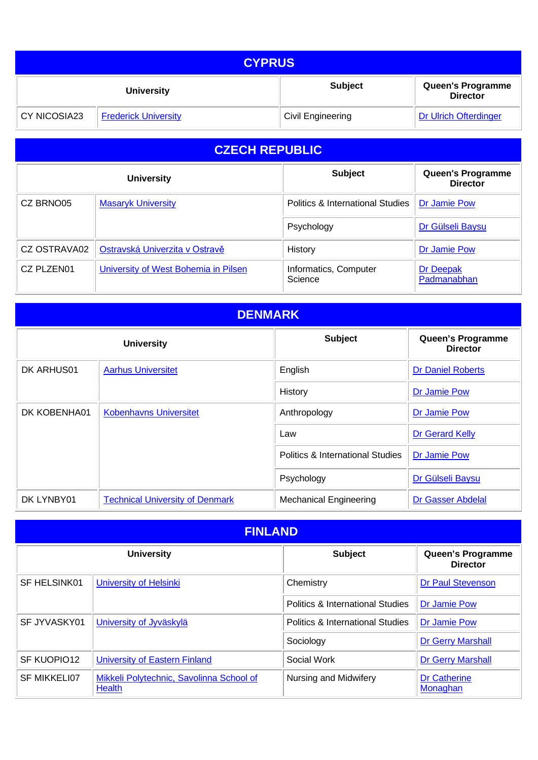## CYPRUS

| University | | Subject | Queen's Programme Director |
|---|---|---|---|
| CY NICOSIA23 | Frederick University | Civil Engineering | Dr Ulrich Ofterdinger |

## CZECH REPUBLIC

| University | | Subject | Queen's Programme Director |
|---|---|---|---|
| CZ BRNO05 | Masaryk University | Politics & International Studies | Dr Jamie Pow |
| | | Psychology | Dr Gülseli Baysu |
| CZ OSTRAVA02 | Ostravská Univerzita v Ostravě | History | Dr Jamie Pow |
| CZ PLZEN01 | University of West Bohemia in Pilsen | Informatics, Computer Science | Dr Deepak Padmanabhan |

## DENMARK

| University | | Subject | Queen's Programme Director |
|---|---|---|---|
| DK ARHUS01 | Aarhus Universitet | English | Dr Daniel Roberts |
| | | History | Dr Jamie Pow |
| DK KOBENHA01 | Kobenhavns Universitet | Anthropology | Dr Jamie Pow |
| | | Law | Dr Gerard Kelly |
| | | Politics & International Studies | Dr Jamie Pow |
| | | Psychology | Dr Gülseli Baysu |
| DK LYNBY01 | Technical University of Denmark | Mechanical Engineering | Dr Gasser Abdelal |

## FINLAND

| University | | Subject | Queen's Programme Director |
|---|---|---|---|
| SF HELSINK01 | University of Helsinki | Chemistry | Dr Paul Stevenson |
| | | Politics & International Studies | Dr Jamie Pow |
| SF JYVASKY01 | University of Jyväskylä | Politics & International Studies | Dr Jamie Pow |
| | | Sociology | Dr Gerry Marshall |
| SF KUOPIO12 | University of Eastern Finland | Social Work | Dr Gerry Marshall |
| SF MIKKELI07 | Mikkeli Polytechnic, Savolinna School of Health | Nursing and Midwifery | Dr Catherine Monaghan |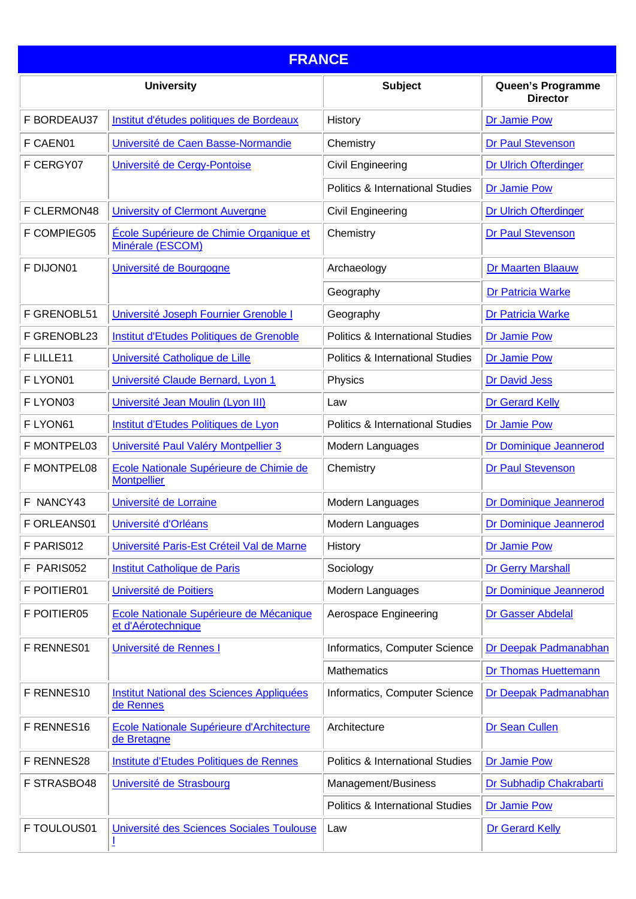## FRANCE

| University | | Subject | Queen's Programme Director |
|---|---|---|---|
| F BORDEAU37 | Institut d'études politiques de Bordeaux | History | Dr Jamie Pow |
| F CAEN01 | Université de Caen Basse-Normandie | Chemistry | Dr Paul Stevenson |
| F CERGY07 | Université de Cergy-Pontoise | Civil Engineering | Dr Ulrich Ofterdinger |
| | | Politics & International Studies | Dr Jamie Pow |
| F CLERMON48 | University of Clermont Auvergne | Civil Engineering | Dr Ulrich Ofterdinger |
| F COMPIEG05 | École Supérieure de Chimie Organique et Minérale (ESCOM) | Chemistry | Dr Paul Stevenson |
| F DIJON01 | Université de Bourgogne | Archaeology | Dr Maarten Blaauw |
| | | Geography | Dr Patricia Warke |
| F GRENOBL51 | Université Joseph Fournier Grenoble I | Geography | Dr Patricia Warke |
| F GRENOBL23 | Institut d'Etudes Politiques de Grenoble | Politics & International Studies | Dr Jamie Pow |
| F LILLE11 | Université Catholique de Lille | Politics & International Studies | Dr Jamie Pow |
| F LYON01 | Université Claude Bernard, Lyon 1 | Physics | Dr David Jess |
| F LYON03 | Université Jean Moulin (Lyon III) | Law | Dr Gerard Kelly |
| F LYON61 | Institut d'Etudes Politiques de Lyon | Politics & International Studies | Dr Jamie Pow |
| F MONTPEL03 | Université Paul Valéry Montpellier 3 | Modern Languages | Dr Dominique Jeannerod |
| F MONTPEL08 | Ecole Nationale Supérieure de Chimie de Montpellier | Chemistry | Dr Paul Stevenson |
| F NANCY43 | Université de Lorraine | Modern Languages | Dr Dominique Jeannerod |
| F ORLEANS01 | Université d'Orléans | Modern Languages | Dr Dominique Jeannerod |
| F PARIS012 | Université Paris-Est Crétéil Val de Marne | History | Dr Jamie Pow |
| F PARIS052 | Institut Catholique de Paris | Sociology | Dr Gerry Marshall |
| F POITIER01 | Université de Poitiers | Modern Languages | Dr Dominique Jeannerod |
| F POITIER05 | Ecole Nationale Supérieure de Mécanique et d'Aérotechnique | Aerospace Engineering | Dr Gasser Abdelal |
| F RENNES01 | Université de Rennes I | Informatics, Computer Science | Dr Deepak Padmanabhan |
| | | Mathematics | Dr Thomas Huettemann |
| F RENNES10 | Institut National des Sciences Appliquées de Rennes | Informatics, Computer Science | Dr Deepak Padmanabhan |
| F RENNES16 | Ecole Nationale Supérieure d'Architecture de Bretagne | Architecture | Dr Sean Cullen |
| F RENNES28 | Institute d'Etudes Politiques de Rennes | Politics & International Studies | Dr Jamie Pow |
| F STRASBO48 | Université de Strasbourg | Management/Business | Dr Subhadip Chakrabarti |
| | | Politics & International Studies | Dr Jamie Pow |
| F TOULOUS01 | Université des Sciences Sociales Toulouse I | Law | Dr Gerard Kelly |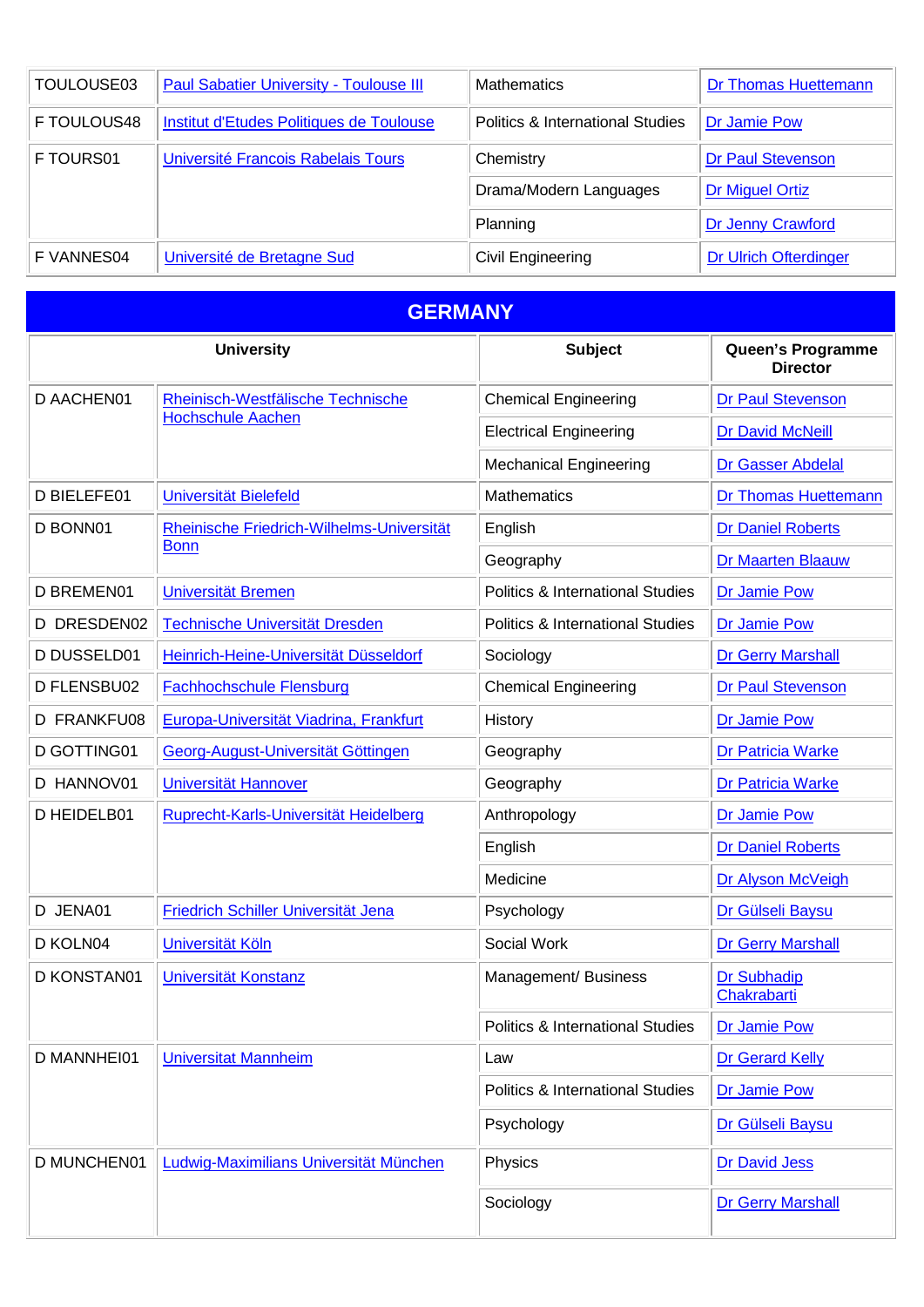| | | | |
|---|---|---|---|
| TOULOUSE03 | Paul Sabatier University - Toulouse III | Mathematics | Dr Thomas Huettemann |
| F TOULOUS48 | Institut d'Etudes Politiques de Toulouse | Politics & International Studies | Dr Jamie Pow |
| F TOURS01 | Université Francois Rabelais Tours | Chemistry | Dr Paul Stevenson |
| | | Drama/Modern Languages | Dr Miguel Ortiz |
| | | Planning | Dr Jenny Crawford |
| F VANNES04 | Université de Bretagne Sud | Civil Engineering | Dr Ulrich Ofterdinger |

## GERMANY

| University | | Subject | Queen's Programme Director |
|---|---|---|---|
| D AACHEN01 | Rheinisch-Westfälische Technische Hochschule Aachen | Chemical Engineering | Dr Paul Stevenson |
| | | Electrical Engineering | Dr David McNeill |
| | | Mechanical Engineering | Dr Gasser Abdelal |
| D BIELEFE01 | Universität Bielefeld | Mathematics | Dr Thomas Huettemann |
| D BONN01 | Rheinische Friedrich-Wilhelms-Universität Bonn | English | Dr Daniel Roberts |
| | | Geography | Dr Maarten Blaauw |
| D BREMEN01 | Universität Bremen | Politics & International Studies | Dr Jamie Pow |
| D DRESDEN02 | Technische Universität Dresden | Politics & International Studies | Dr Jamie Pow |
| D DUSSELD01 | Heinrich-Heine-Universität Düsseldorf | Sociology | Dr Gerry Marshall |
| D FLENSBU02 | Fachhochschule Flensburg | Chemical Engineering | Dr Paul Stevenson |
| D FRANKFU08 | Europa-Universität Viadrina, Frankfurt | History | Dr Jamie Pow |
| D GOTTING01 | Georg-August-Universität Göttingen | Geography | Dr Patricia Warke |
| D HANNOV01 | Universität Hannover | Geography | Dr Patricia Warke |
| D HEIDELB01 | Ruprecht-Karls-Universität Heidelberg | Anthropology | Dr Jamie Pow |
| | | English | Dr Daniel Roberts |
| | | Medicine | Dr Alyson McVeigh |
| D JENA01 | Friedrich Schiller Universität Jena | Psychology | Dr Gülseli Baysu |
| D KOLN04 | Universität Köln | Social Work | Dr Gerry Marshall |
| D KONSTAN01 | Universität Konstanz | Management/ Business | Dr Subhadip Chakrabarti |
| | | Politics & International Studies | Dr Jamie Pow |
| D MANNHEI01 | Universitat Mannheim | Law | Dr Gerard Kelly |
| | | Politics & International Studies | Dr Jamie Pow |
| | | Psychology | Dr Gülseli Baysu |
| D MUNCHEN01 | Ludwig-Maximilians Universität München | Physics | Dr David Jess |
| | | Sociology | Dr Gerry Marshall |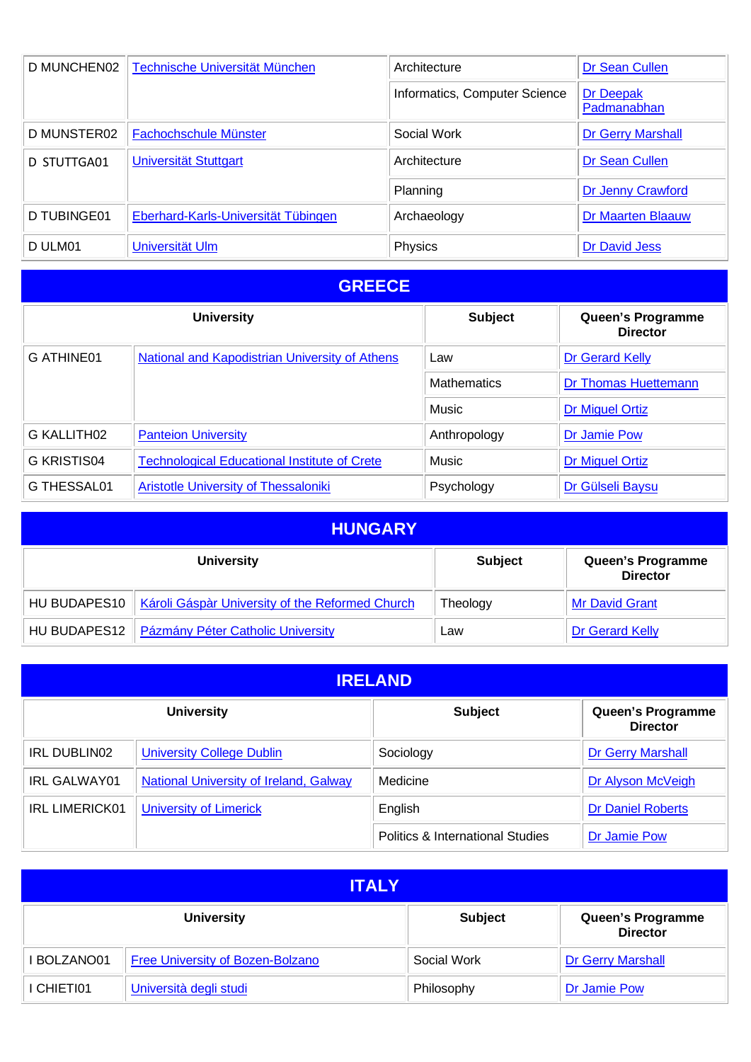| | | | |
|---|---|---|---|
| D MUNCHEN02 | Technische Universität München | Architecture | Dr Sean Cullen |
| | | Informatics, Computer Science | Dr Deepak Padmanabhan |
| D MUNSTER02 | Fachochschule Münster | Social Work | Dr Gerry Marshall |
| D STUTTGA01 | Universität Stuttgart | Architecture | Dr Sean Cullen |
| | | Planning | Dr Jenny Crawford |
| D TUBINGE01 | Eberhard-Karls-Universität Tübingen | Archaeology | Dr Maarten Blaauw |
| D ULM01 | Universität Ulm | Physics | Dr David Jess |

## GREECE

| University | | Subject | Queen's Programme Director |
|---|---|---|---|
| G ATHINE01 | National and Kapodistrian University of Athens | Law | Dr Gerard Kelly |
| | | Mathematics | Dr Thomas Huettemann |
| | | Music | Dr Miguel Ortiz |
| G KALLITH02 | Panteion University | Anthropology | Dr Jamie Pow |
| G KRISTIS04 | Technological Educational Institute of Crete | Music | Dr Miguel Ortiz |
| G THESSAL01 | Aristotle University of Thessaloniki | Psychology | Dr Gülseli Baysu |

## HUNGARY

| University | | Subject | Queen's Programme Director |
|---|---|---|---|
| HU BUDAPES10 | Károli Gáspàr University of the Reformed Church | Theology | Mr David Grant |
| HU BUDAPES12 | Pázmány Péter Catholic University | Law | Dr Gerard Kelly |

## IRELAND

| University | | Subject | Queen's Programme Director |
|---|---|---|---|
| IRL DUBLIN02 | University College Dublin | Sociology | Dr Gerry Marshall |
| IRL GALWAY01 | National University of Ireland, Galway | Medicine | Dr Alyson McVeigh |
| IRL LIMERICK01 | University of Limerick | English | Dr Daniel Roberts |
| | | Politics & International Studies | Dr Jamie Pow |

## ITALY

| University | | Subject | Queen's Programme Director |
|---|---|---|---|
| I BOLZANO01 | Free University of Bozen-Bolzano | Social Work | Dr Gerry Marshall |
| I CHIETI01 | Università degli studi | Philosophy | Dr Jamie Pow |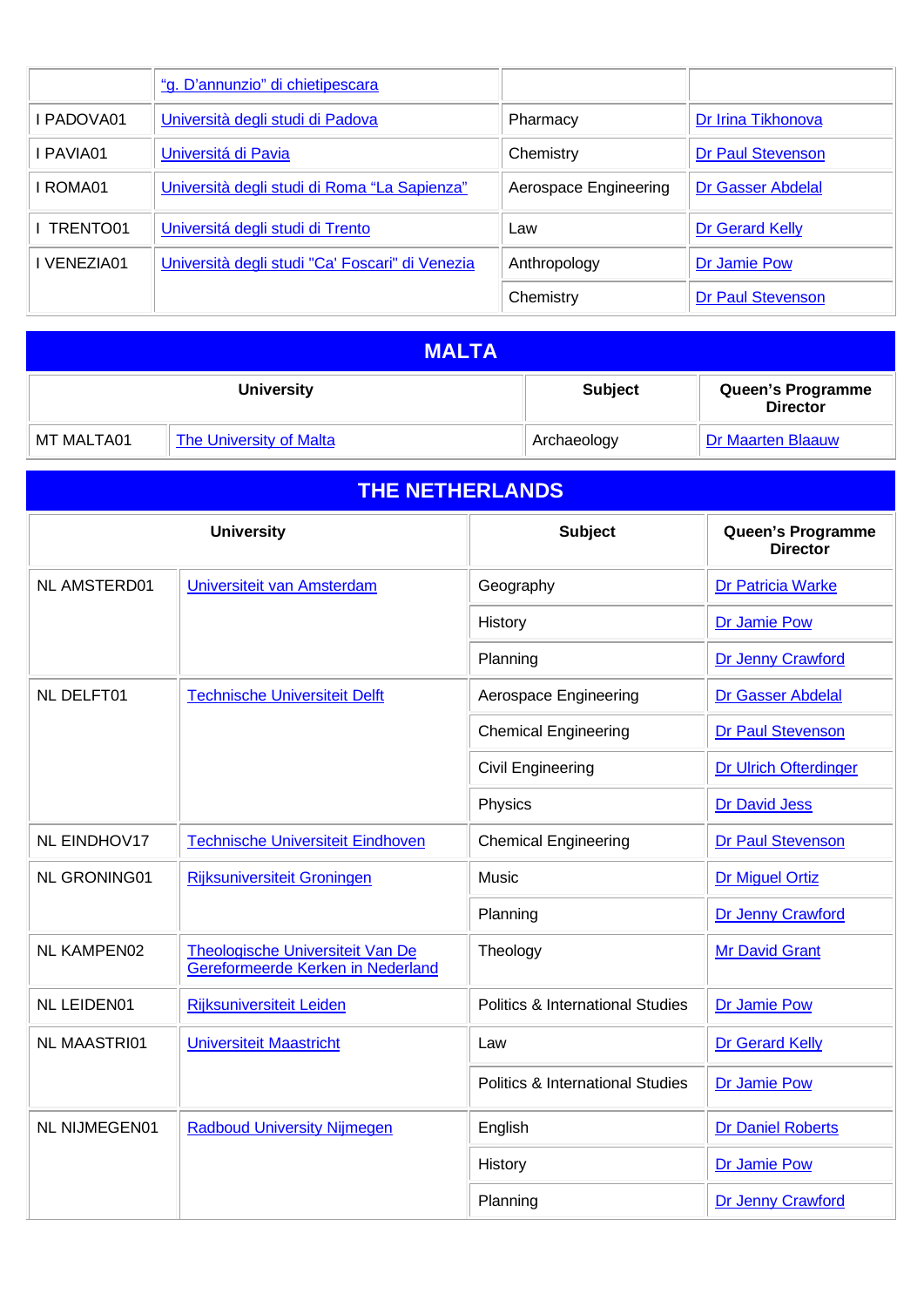| | | | |
|---|---|---|---|
| | “g. D’annunzio” di chietipescara | | |
| I PADOVA01 | Università degli studi di Padova | Pharmacy | Dr Irina Tikhonova |
| I PAVIA01 | Universitá di Pavia | Chemistry | Dr Paul Stevenson |
| I ROMA01 | Università degli studi di Roma “La Sapienza” | Aerospace Engineering | Dr Gasser Abdelal |
| I TRENTO01 | Universitá degli studi di Trento | Law | Dr Gerard Kelly |
| I VENEZIA01 | Università degli studi "Ca' Foscari" di Venezia | Anthropology | Dr Jamie Pow |
| | | Chemistry | Dr Paul Stevenson |

## MALTA

| University | | Subject | Queen’s Programme Director |
|---|---|---|---|
| MT MALTA01 | The University of Malta | Archaeology | Dr Maarten Blaauw |

## THE NETHERLANDS

| University | | Subject | Queen’s Programme Director |
|---|---|---|---|
| NL AMSTERD01 | Universiteit van Amsterdam | Geography | Dr Patricia Warke |
| | | History | Dr Jamie Pow |
| | | Planning | Dr Jenny Crawford |
| NL DELFT01 | Technische Universiteit Delft | Aerospace Engineering | Dr Gasser Abdelal |
| | | Chemical Engineering | Dr Paul Stevenson |
| | | Civil Engineering | Dr Ulrich Ofterdinger |
| | | Physics | Dr David Jess |
| NL EINDHOV17 | Technische Universiteit Eindhoven | Chemical Engineering | Dr Paul Stevenson |
| NL GRONING01 | Rijksuniversiteit Groningen | Music | Dr Miguel Ortiz |
| | | Planning | Dr Jenny Crawford |
| NL KAMPEN02 | Theologische Universiteit Van De Gereformeerde Kerken in Nederland | Theology | Mr David Grant |
| NL LEIDEN01 | Rijksuniversiteit Leiden | Politics & International Studies | Dr Jamie Pow |
| NL MAASTRI01 | Universiteit Maastricht | Law | Dr Gerard Kelly |
| | | Politics & International Studies | Dr Jamie Pow |
| NL NIJMEGEN01 | Radboud University Nijmegen | English | Dr Daniel Roberts |
| | | History | Dr Jamie Pow |
| | | Planning | Dr Jenny Crawford |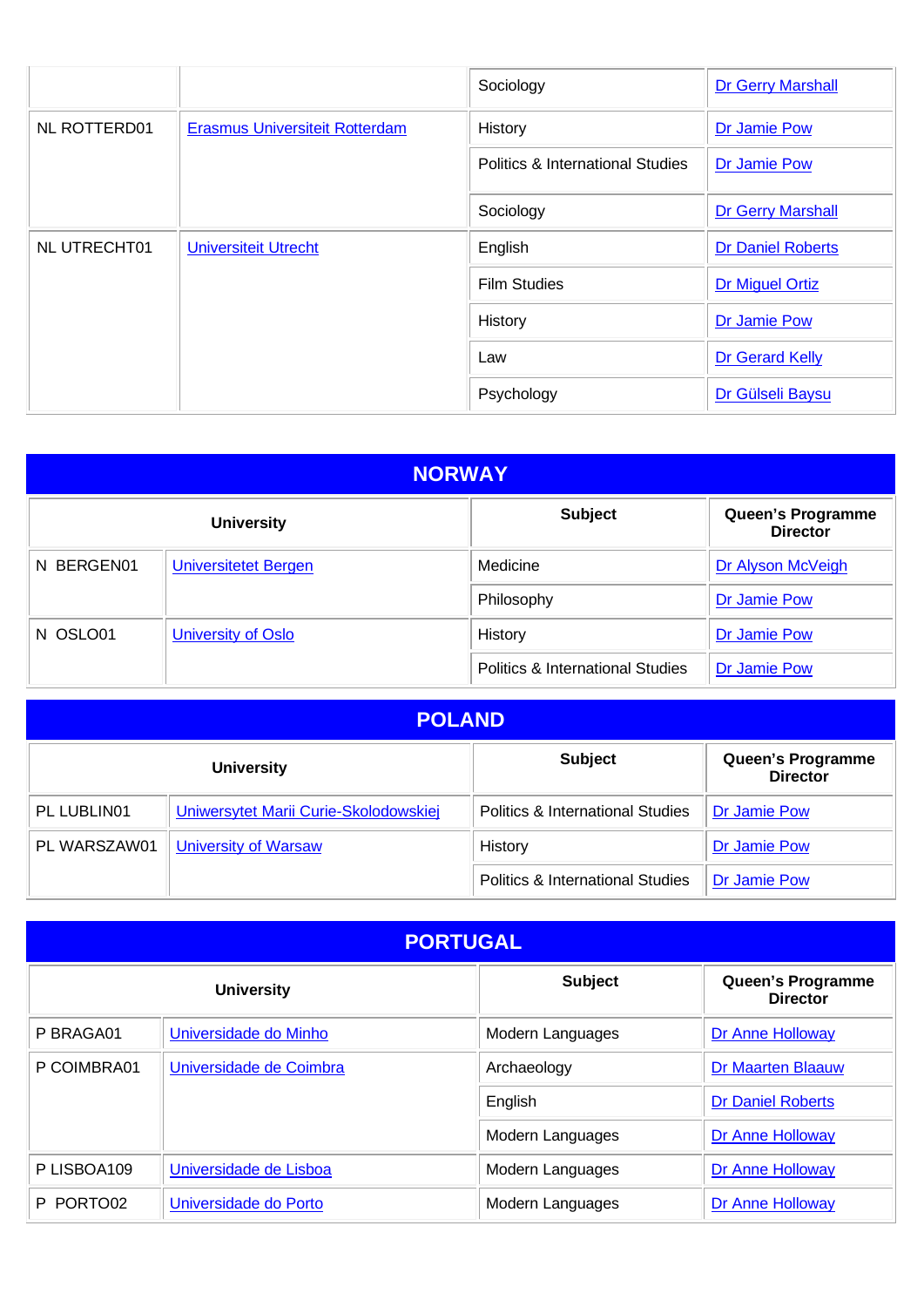| | | Subject | Queen's Programme Director |
|---|---|---|---|
| | | Sociology | Dr Gerry Marshall |
| NL ROTTERD01 | Erasmus Universiteit Rotterdam | History | Dr Jamie Pow |
| | | Politics & International Studies | Dr Jamie Pow |
| | | Sociology | Dr Gerry Marshall |
| NL UTRECHT01 | Universiteit Utrecht | English | Dr Daniel Roberts |
| | | Film Studies | Dr Miguel Ortiz |
| | | History | Dr Jamie Pow |
| | | Law | Dr Gerard Kelly |
| | | Psychology | Dr Gülseli Baysu |

## NORWAY

| University | | Subject | Queen's Programme Director |
|---|---|---|---|
| N BERGEN01 | Universitetet Bergen | Medicine | Dr Alyson McVeigh |
| | | Philosophy | Dr Jamie Pow |
| N OSLO01 | University of Oslo | History | Dr Jamie Pow |
| | | Politics & International Studies | Dr Jamie Pow |

## POLAND

| University | | Subject | Queen's Programme Director |
|---|---|---|---|
| PL LUBLIN01 | Uniwersytet Marii Curie-Skolodowskiej | Politics & International Studies | Dr Jamie Pow |
| PL WARSZAW01 | University of Warsaw | History | Dr Jamie Pow |
| | | Politics & International Studies | Dr Jamie Pow |

## PORTUGAL

| University | | Subject | Queen's Programme Director |
|---|---|---|---|
| P BRAGA01 | Universidade do Minho | Modern Languages | Dr Anne Holloway |
| P COIMBRA01 | Universidade de Coimbra | Archaeology | Dr Maarten Blaauw |
| | | English | Dr Daniel Roberts |
| | | Modern Languages | Dr Anne Holloway |
| P LISBOA109 | Universidade de Lisboa | Modern Languages | Dr Anne Holloway |
| P PORTO02 | Universidade do Porto | Modern Languages | Dr Anne Holloway |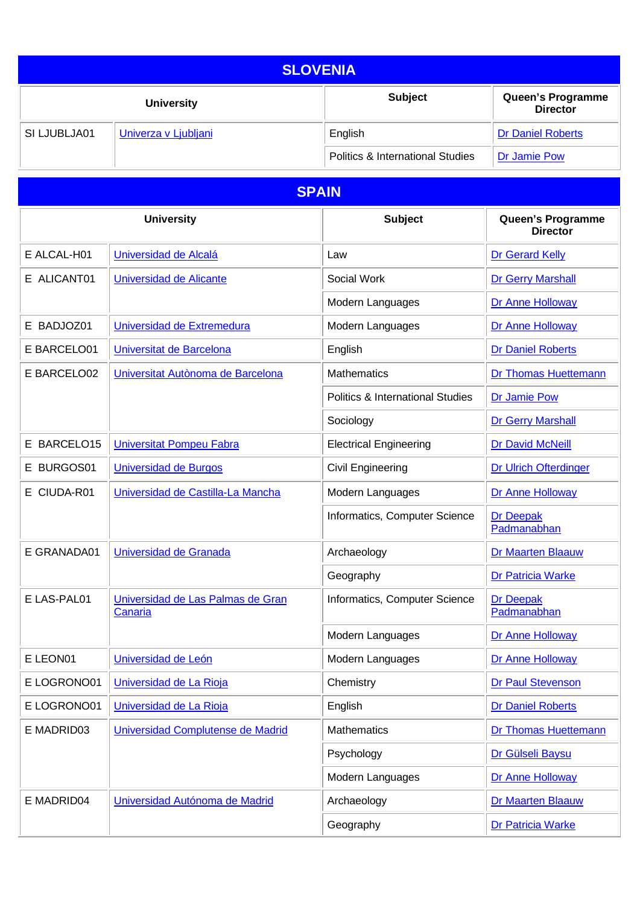## SLOVENIA

| University | | Subject | Queen's Programme Director |
|---|---|---|---|
| SI LJUBLJA01 | Univerza v Ljubljani | English | Dr Daniel Roberts |
| | | Politics & International Studies | Dr Jamie Pow |

## SPAIN

| University | | Subject | Queen's Programme Director |
|---|---|---|---|
| E ALCAL-H01 | Universidad de Alcalá | Law | Dr Gerard Kelly |
| E ALICANT01 | Universidad de Alicante | Social Work | Dr Gerry Marshall |
| | | Modern Languages | Dr Anne Holloway |
| E BADJOZ01 | Universidad de Extremedura | Modern Languages | Dr Anne Holloway |
| E BARCELO01 | Universitat de Barcelona | English | Dr Daniel Roberts |
| E BARCELO02 | Universitat Autònoma de Barcelona | Mathematics | Dr Thomas Huettemann |
| | | Politics & International Studies | Dr Jamie Pow |
| | | Sociology | Dr Gerry Marshall |
| E BARCELO15 | Universitat Pompeu Fabra | Electrical Engineering | Dr David McNeill |
| E BURGOS01 | Universidad de Burgos | Civil Engineering | Dr Ulrich Ofterdinger |
| E CIUDA-R01 | Universidad de Castilla-La Mancha | Modern Languages | Dr Anne Holloway |
| | | Informatics, Computer Science | Dr Deepak Padmanabhan |
| E GRANADA01 | Universidad de Granada | Archaeology | Dr Maarten Blaauw |
| | | Geography | Dr Patricia Warke |
| E LAS-PAL01 | Universidad de Las Palmas de Gran Canaria | Informatics, Computer Science | Dr Deepak Padmanabhan |
| | | Modern Languages | Dr Anne Holloway |
| E LEON01 | Universidad de León | Modern Languages | Dr Anne Holloway |
| E LOGRONO01 | Universidad de La Rioja | Chemistry | Dr Paul Stevenson |
| E LOGRONO01 | Universidad de La Rioja | English | Dr Daniel Roberts |
| E MADRID03 | Universidad Complutense de Madrid | Mathematics | Dr Thomas Huettemann |
| | | Psychology | Dr Gülseli Baysu |
| | | Modern Languages | Dr Anne Holloway |
| E MADRID04 | Universidad Autónoma de Madrid | Archaeology | Dr Maarten Blaauw |
| | | Geography | Dr Patricia Warke |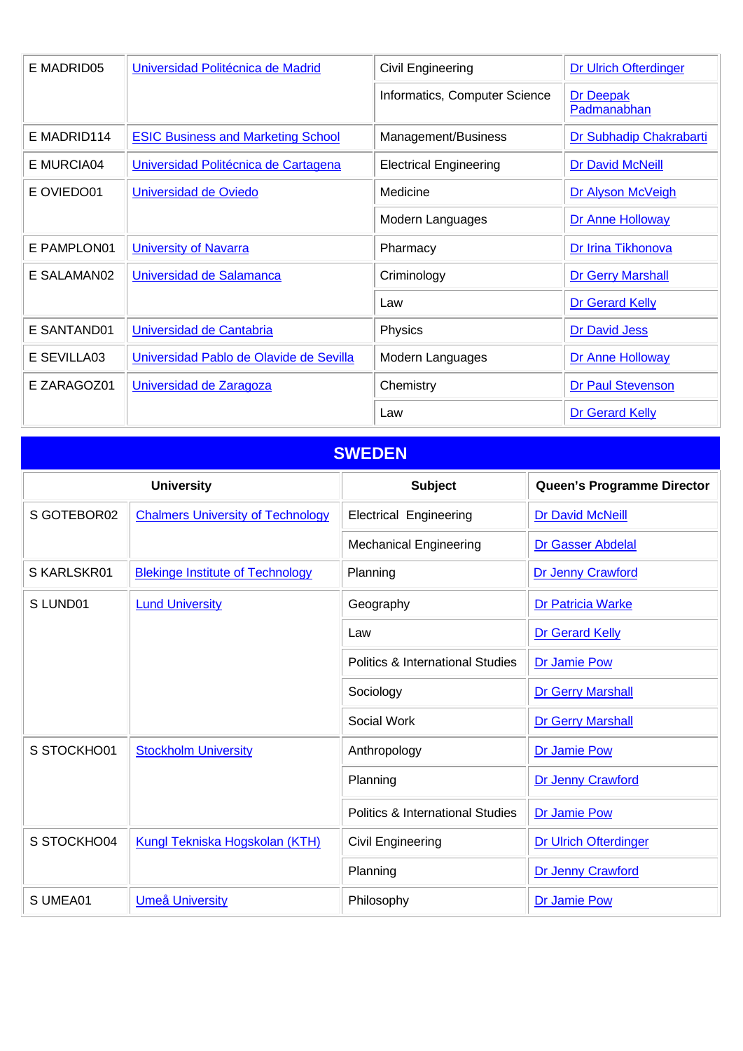| | | | |
|---|---|---|---|
| E MADRID05 | Universidad Politécnica de Madrid | Civil Engineering | Dr Ulrich Ofterdinger |
| | | Informatics, Computer Science | Dr Deepak Padmanabhan |
| E MADRID114 | ESIC Business and Marketing School | Management/Business | Dr Subhadip Chakrabarti |
| E MURCIA04 | Universidad Politécnica de Cartagena | Electrical Engineering | Dr David McNeill |
| E OVIEDO01 | Universidad de Oviedo | Medicine | Dr Alyson McVeigh |
| | | Modern Languages | Dr Anne Holloway |
| E PAMPLON01 | University of Navarra | Pharmacy | Dr Irina Tikhonova |
| E SALAMAN02 | Universidad de Salamanca | Criminology | Dr Gerry Marshall |
| | | Law | Dr Gerard Kelly |
| E SANTAND01 | Universidad de Cantabria | Physics | Dr David Jess |
| E SEVILLA03 | Universidad Pablo de Olavide de Sevilla | Modern Languages | Dr Anne Holloway |
| E ZARAGOZ01 | Universidad de Zaragoza | Chemistry | Dr Paul Stevenson |
| | | Law | Dr Gerard Kelly |

## SWEDEN

| University | | Subject | Queen's Programme Director |
|---|---|---|---|
| S GOTEBOR02 | Chalmers University of Technology | Electrical Engineering | Dr David McNeill |
| | | Mechanical Engineering | Dr Gasser Abdelal |
| S KARLSKR01 | Blekinge Institute of Technology | Planning | Dr Jenny Crawford |
| S LUND01 | Lund University | Geography | Dr Patricia Warke |
| | | Law | Dr Gerard Kelly |
| | | Politics & International Studies | Dr Jamie Pow |
| | | Sociology | Dr Gerry Marshall |
| | | Social Work | Dr Gerry Marshall |
| S STOCKHO01 | Stockholm University | Anthropology | Dr Jamie Pow |
| | | Planning | Dr Jenny Crawford |
| | | Politics & International Studies | Dr Jamie Pow |
| S STOCKHO04 | Kungl Tekniska Hogskolan (KTH) | Civil Engineering | Dr Ulrich Ofterdinger |
| | | Planning | Dr Jenny Crawford |
| S UMEA01 | Umeå University | Philosophy | Dr Jamie Pow |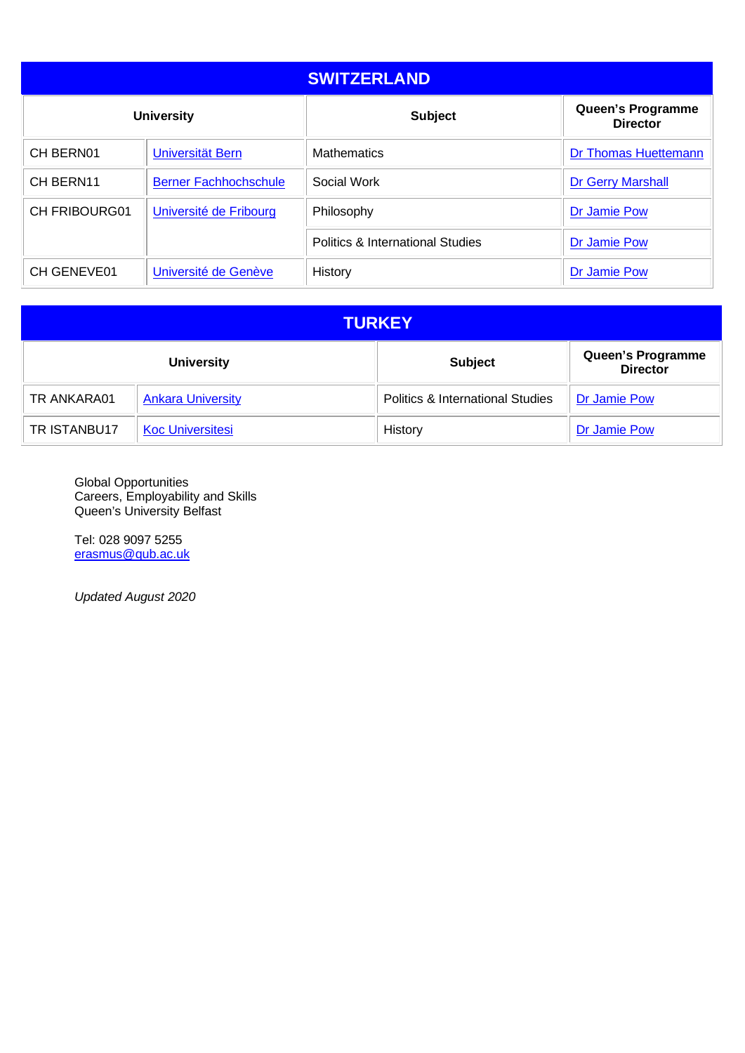## SWITZERLAND

| University | | Subject | Queen's Programme Director |
|---|---|---|---|
| CH BERN01 | Universität Bern | Mathematics | Dr Thomas Huettemann |
| CH BERN11 | Berner Fachhochschule | Social Work | Dr Gerry Marshall |
| CH FRIBOURG01 | Université de Fribourg | Philosophy | Dr Jamie Pow |
| | | Politics & International Studies | Dr Jamie Pow |
| CH GENEVE01 | Université de Genève | History | Dr Jamie Pow |

## TURKEY

| University | | Subject | Queen's Programme Director |
|---|---|---|---|
| TR ANKARA01 | Ankara University | Politics & International Studies | Dr Jamie Pow |
| TR ISTANBU17 | Koc Universitesi | History | Dr Jamie Pow |

Global Opportunities
Careers, Employability and Skills
Queen's University Belfast

Tel: 028 9097 5255
erasmus@qub.ac.uk

*Updated August 2020*